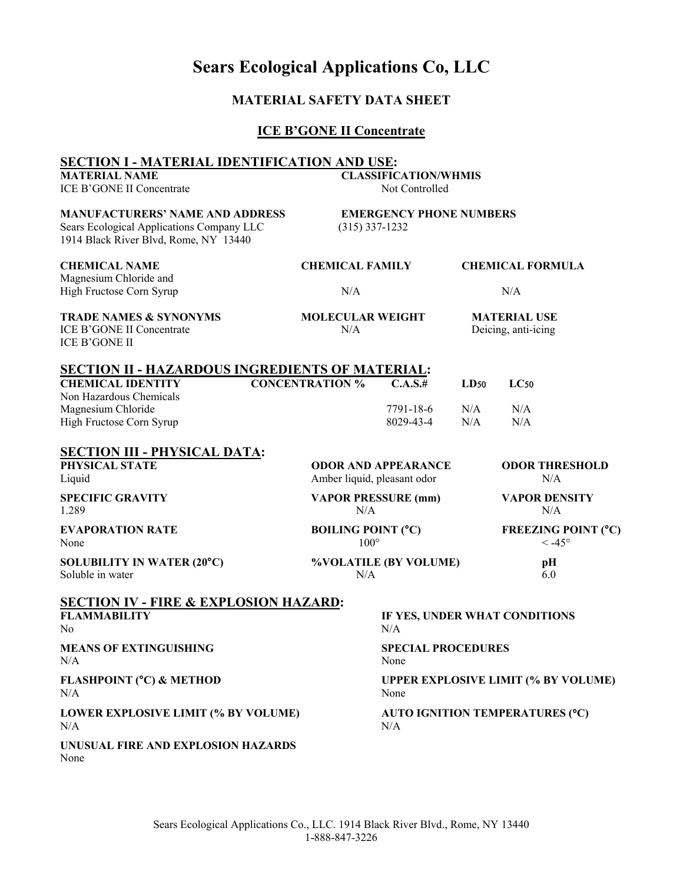# Sears Ecological Applications Co, LLC

## MATERIAL SAFETY DATA SHEET

## ICE B'GONE II Concentrate

### SECTION I - MATERIAL IDENTIFICATION AND USE:

| MATERIAL NAME | CLASSIFICATION/WHMIS | |
|---|---|---|
| ICE B'GONE II Concentrate | Not Controlled | |
| **MANUFACTURERS' NAME AND ADDRESS** | **EMERGENCY PHONE NUMBERS** | |
| Sears Ecological Applications Company LLC<br>1914 Black River Blvd, Rome, NY 13440 | (315) 337-1232 | |
| **CHEMICAL NAME** | **CHEMICAL FAMILY** | **CHEMICAL FORMULA** |
| Magnesium Chloride and<br>High Fructose Corn Syrup | N/A | N/A |
| **TRADE NAMES & SYNONYMS** | **MOLECULAR WEIGHT** | **MATERIAL USE** |
| ICE B'GONE II Concentrate<br>ICE B'GONE II | N/A | Deicing, anti-icing |

### SECTION II - HAZARDOUS INGREDIENTS OF MATERIAL:

| CHEMICAL IDENTITY | CONCENTRATION % | C.A.S.# | $LD_{50}$ | $LC_{50}$ |
|---|---|---|---|---|
| Non Hazardous Chemicals | | | | |
| Magnesium Chloride | | 7791-18-6 | N/A | N/A |
| High Fructose Corn Syrup | | 8029-43-4 | N/A | N/A |

### SECTION III - PHYSICAL DATA:

| PHYSICAL STATE | ODOR AND APPEARANCE | ODOR THRESHOLD |
|---|---|---|
| Liquid | Amber liquid, pleasant odor | N/A |
| **SPECIFIC GRAVITY** | **VAPOR PRESSURE (mm)** | **VAPOR DENSITY** |
| 1.289 | N/A | N/A |
| **EVAPORATION RATE** | **BOILING POINT (°C)** | **FREEZING POINT (°C)** |
| None | 100° | < -45° |
| **SOLUBILITY IN WATER (20°C)** | **%VOLATILE (BY VOLUME)** | **pH** |
| Soluble in water | N/A | 6.0 |

### SECTION IV - FIRE & EXPLOSION HAZARD:

| FLAMMABILITY | IF YES, UNDER WHAT CONDITIONS |
|---|---|
| No | N/A |
| **MEANS OF EXTINGUISHING** | **SPECIAL PROCEDURES** |
| N/A | None |
| **FLASHPOINT (°C) & METHOD** | **UPPER EXPLOSIVE LIMIT (% BY VOLUME)** |
| N/A | None |
| **LOWER EXPLOSIVE LIMIT (% BY VOLUME)** | **AUTO IGNITION TEMPERATURES (°C)** |
| N/A | N/A |
| **UNUSUAL FIRE AND EXPLOSION HAZARDS** | |
| None | |

Sears Ecological Applications Co., LLC. 1914 Black River Blvd., Rome, NY 13440
1-888-847-3226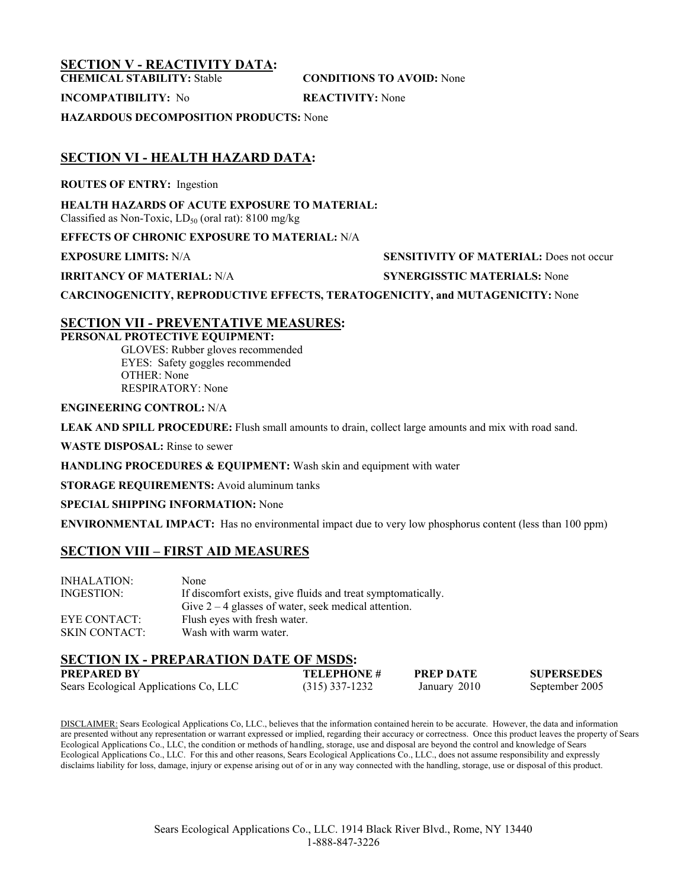## SECTION V - REACTIVITY DATA:

**CHEMICAL STABILITY:** Stable

**CONDITIONS TO AVOID:** None

**INCOMPATIBILITY:** No

**REACTIVITY:** None

**HAZARDOUS DECOMPOSITION PRODUCTS:** None

## SECTION VI - HEALTH HAZARD DATA:

**ROUTES OF ENTRY:** Ingestion

**HEALTH HAZARDS OF ACUTE EXPOSURE TO MATERIAL:**
Classified as Non-Toxic, $LD_{50}$ (oral rat): 8100 mg/kg

**EFFECTS OF CHRONIC EXPOSURE TO MATERIAL:** N/A

**EXPOSURE LIMITS:** N/A

**SENSITIVITY OF MATERIAL:** Does not occur

**IRRITANCY OF MATERIAL:** N/A

**SYNERGISSTIC MATERIALS:** None

**CARCINOGENICITY, REPRODUCTIVE EFFECTS, TERATOGENICITY, and MUTAGENICITY:** None

## SECTION VII - PREVENTATIVE MEASURES:

**PERSONAL PROTECTIVE EQUIPMENT:**

GLOVES: Rubber gloves recommended
EYES: Safety goggles recommended
OTHER: None
RESPIRATORY: None

**ENGINEERING CONTROL:** N/A

**LEAK AND SPILL PROCEDURE:** Flush small amounts to drain, collect large amounts and mix with road sand.

**WASTE DISPOSAL:** Rinse to sewer

**HANDLING PROCEDURES & EQUIPMENT:** Wash skin and equipment with water

**STORAGE REQUIREMENTS:** Avoid aluminum tanks

**SPECIAL SHIPPING INFORMATION:** None

**ENVIRONMENTAL IMPACT:** Has no environmental impact due to very low phosphorus content (less than 100 ppm)

## SECTION VIII – FIRST AID MEASURES

| | |
|---|---|
| INHALATION: | None |
| INGESTION: | If discomfort exists, give fluids and treat symptomatically. Give 2 – 4 glasses of water, seek medical attention. |
| EYE CONTACT: | Flush eyes with fresh water. |
| SKIN CONTACT: | Wash with warm water. |

## SECTION IX - PREPARATION DATE OF MSDS:

| PREPARED BY | TELEPHONE # | PREP DATE | SUPERSEDES |
|---|---|---|---|
| Sears Ecological Applications Co, LLC | (315) 337-1232 | January 2010 | September 2005 |

DISCLAIMER: Sears Ecological Applications Co, LLC., believes that the information contained herein to be accurate. However, the data and information are presented without any representation or warrant expressed or implied, regarding their accuracy or correctness. Once this product leaves the property of Sears Ecological Applications Co., LLC, the condition or methods of handling, storage, use and disposal are beyond the control and knowledge of Sears Ecological Applications Co., LLC. For this and other reasons, Sears Ecological Applications Co., LLC., does not assume responsibility and expressly disclaims liability for loss, damage, injury or expense arising out of or in any way connected with the handling, storage, use or disposal of this product.

Sears Ecological Applications Co., LLC. 1914 Black River Blvd., Rome, NY 13440
1-888-847-3226